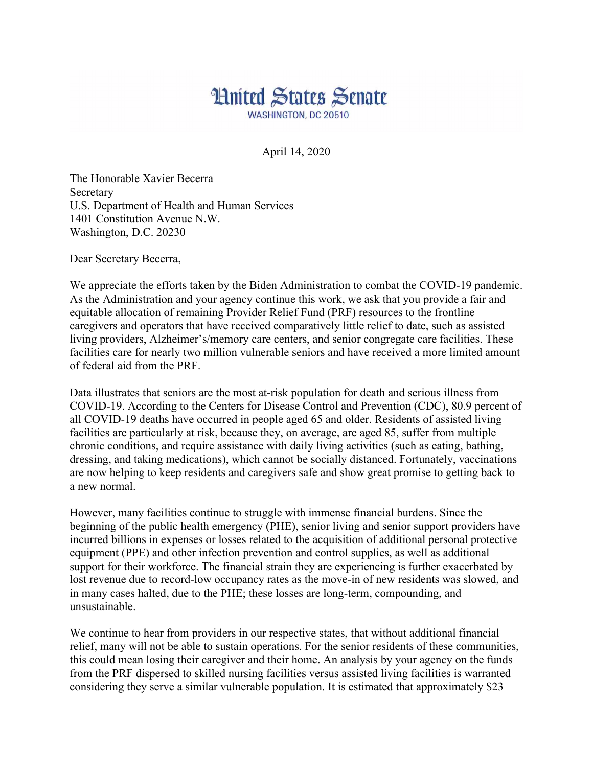# United States Senate

WASHINGTON, DC 20510

April 14, 2020

The Honorable Xavier Becerra
Secretary
U.S. Department of Health and Human Services
1401 Constitution Avenue N.W.
Washington, D.C. 20230

Dear Secretary Becerra,

We appreciate the efforts taken by the Biden Administration to combat the COVID-19 pandemic. As the Administration and your agency continue this work, we ask that you provide a fair and equitable allocation of remaining Provider Relief Fund (PRF) resources to the frontline caregivers and operators that have received comparatively little relief to date, such as assisted living providers, Alzheimer's/memory care centers, and senior congregate care facilities. These facilities care for nearly two million vulnerable seniors and have received a more limited amount of federal aid from the PRF.

Data illustrates that seniors are the most at-risk population for death and serious illness from COVID-19. According to the Centers for Disease Control and Prevention (CDC), 80.9 percent of all COVID-19 deaths have occurred in people aged 65 and older. Residents of assisted living facilities are particularly at risk, because they, on average, are aged 85, suffer from multiple chronic conditions, and require assistance with daily living activities (such as eating, bathing, dressing, and taking medications), which cannot be socially distanced. Fortunately, vaccinations are now helping to keep residents and caregivers safe and show great promise to getting back to a new normal.

However, many facilities continue to struggle with immense financial burdens. Since the beginning of the public health emergency (PHE), senior living and senior support providers have incurred billions in expenses or losses related to the acquisition of additional personal protective equipment (PPE) and other infection prevention and control supplies, as well as additional support for their workforce. The financial strain they are experiencing is further exacerbated by lost revenue due to record-low occupancy rates as the move-in of new residents was slowed, and in many cases halted, due to the PHE; these losses are long-term, compounding, and unsustainable.

We continue to hear from providers in our respective states, that without additional financial relief, many will not be able to sustain operations. For the senior residents of these communities, this could mean losing their caregiver and their home. An analysis by your agency on the funds from the PRF dispersed to skilled nursing facilities versus assisted living facilities is warranted considering they serve a similar vulnerable population. It is estimated that approximately $23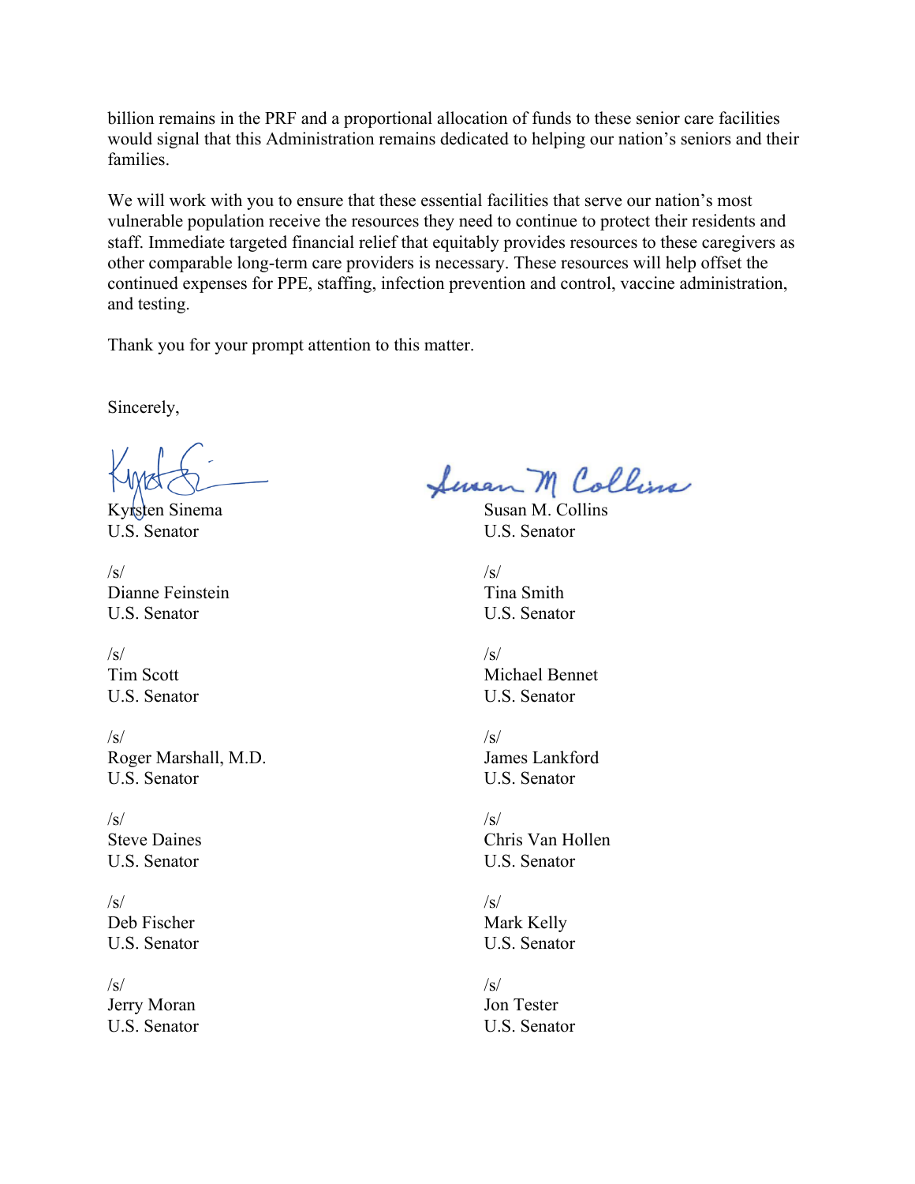billion remains in the PRF and a proportional allocation of funds to these senior care facilities would signal that this Administration remains dedicated to helping our nation's seniors and their families.

We will work with you to ensure that these essential facilities that serve our nation's most vulnerable population receive the resources they need to continue to protect their residents and staff. Immediate targeted financial relief that equitably provides resources to these caregivers as other comparable long-term care providers is necessary. These resources will help offset the continued expenses for PPE, staffing, infection prevention and control, vaccine administration, and testing.

Thank you for your prompt attention to this matter.

Sincerely,

Kyrsten Sinema
U.S. Senator

Susan M. Collins
U.S. Senator

/s/
Dianne Feinstein
U.S. Senator

/s/
Tina Smith
U.S. Senator

/s/
Tim Scott
U.S. Senator

/s/
Michael Bennet
U.S. Senator

/s/
Roger Marshall, M.D.
U.S. Senator

/s/
James Lankford
U.S. Senator

/s/
Steve Daines
U.S. Senator

/s/
Chris Van Hollen
U.S. Senator

/s/
Deb Fischer
U.S. Senator

/s/
Mark Kelly
U.S. Senator

/s/
Jerry Moran
U.S. Senator

/s/
Jon Tester
U.S. Senator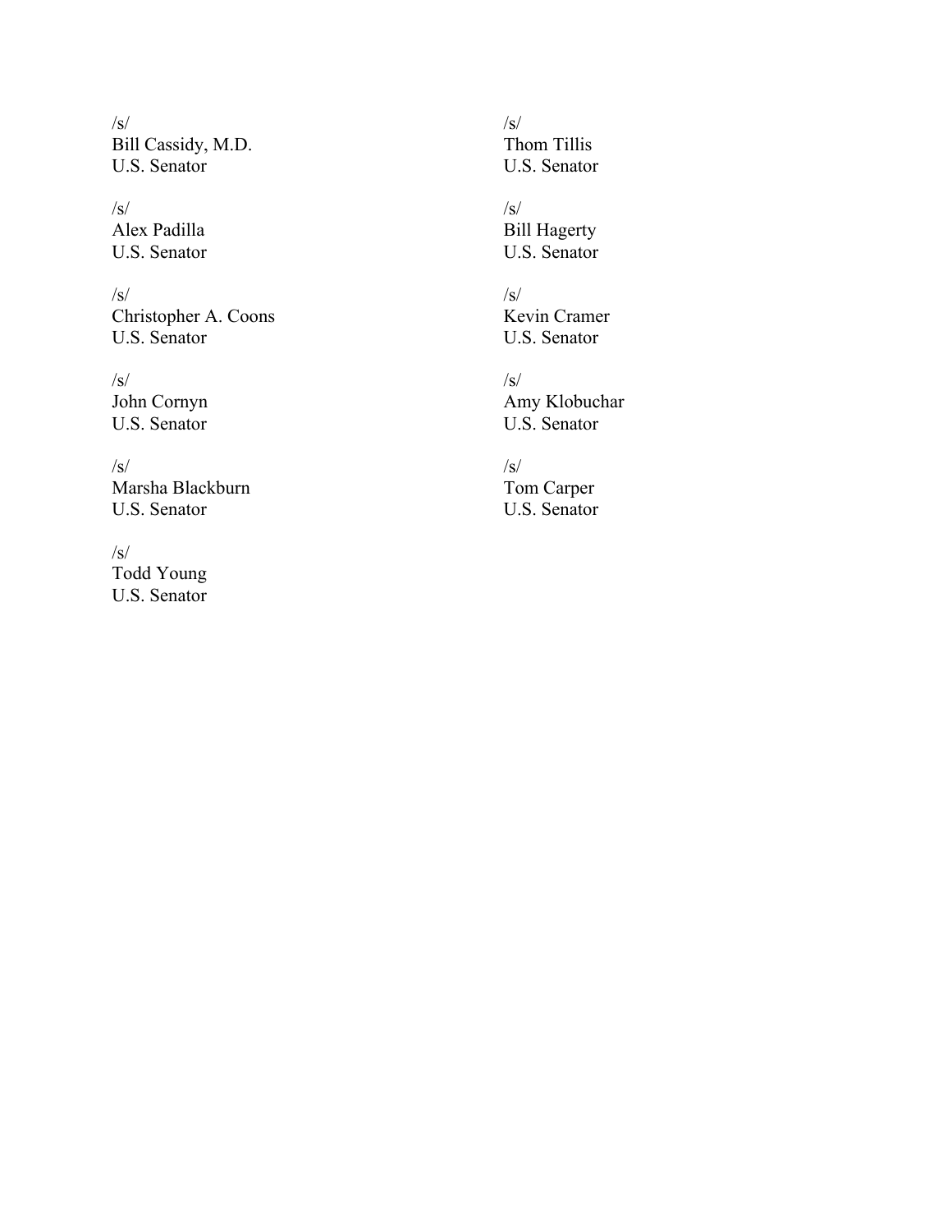/s/
Bill Cassidy, M.D.
U.S. Senator

/s/
Alex Padilla
U.S. Senator

/s/
Christopher A. Coons
U.S. Senator

/s/
John Cornyn
U.S. Senator

/s/
Marsha Blackburn
U.S. Senator

/s/
Todd Young
U.S. Senator

/s/
Thom Tillis
U.S. Senator

/s/
Bill Hagerty
U.S. Senator

/s/
Kevin Cramer
U.S. Senator

/s/
Amy Klobuchar
U.S. Senator

/s/
Tom Carper
U.S. Senator